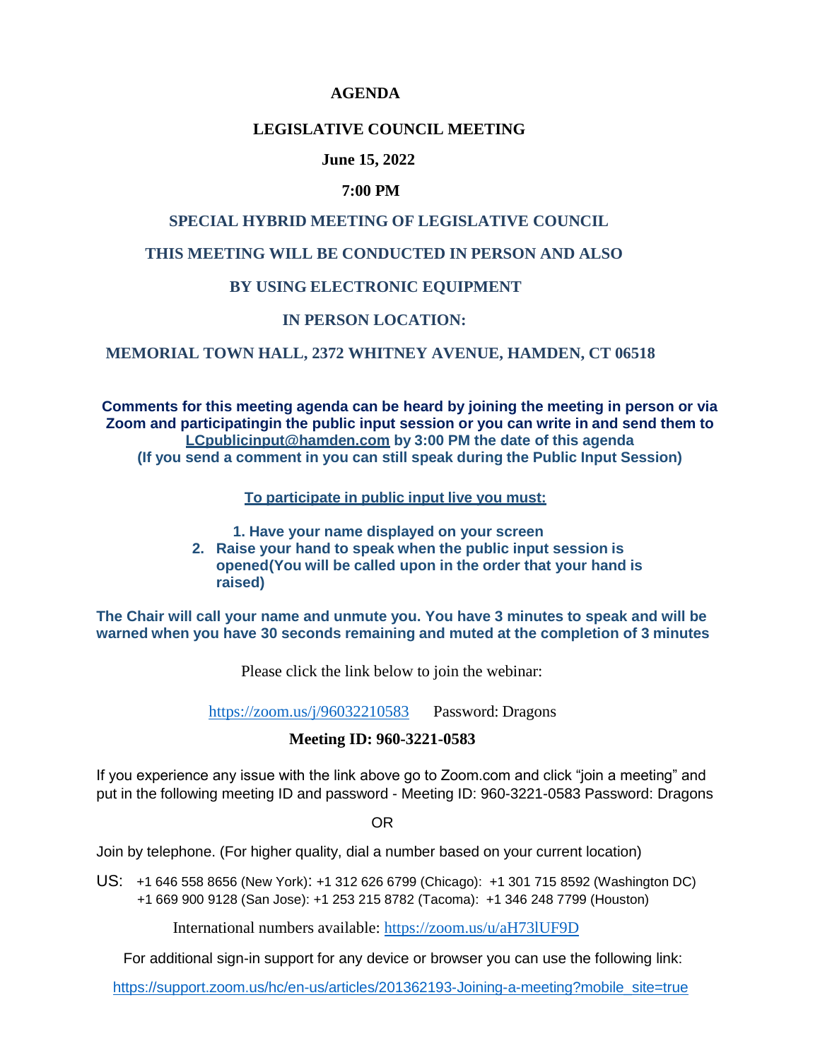# AGENDA

## LEGISLATIVE COUNCIL MEETING

**June 15, 2022**

**7:00 PM**

**SPECIAL HYBRID MEETING OF LEGISLATIVE COUNCIL**

**THIS MEETING WILL BE CONDUCTED IN PERSON AND ALSO**

**BY USING ELECTRONIC EQUIPMENT**

**IN PERSON LOCATION:**

**MEMORIAL TOWN HALL, 2372 WHITNEY AVENUE, HAMDEN, CT 06518**

**Comments for this meeting agenda can be heard by joining the meeting in person or via Zoom and participatingin the public input session or you can write in and send them to LCpublicinput@hamden.com by 3:00 PM the date of this agenda (If you send a comment in you can still speak during the Public Input Session)**

**To participate in public input live you must:**

1. **Have your name displayed on your screen**
2. **Raise your hand to speak when the public input session is opened(You will be called upon in the order that your hand is raised)**

**The Chair will call your name and unmute you. You have 3 minutes to speak and will be warned when you have 30 seconds remaining and muted at the completion of 3 minutes**

Please click the link below to join the webinar:

https://zoom.us/j/96032210583 Password: Dragons

**Meeting ID: 960-3221-0583**

If you experience any issue with the link above go to Zoom.com and click "join a meeting" and put in the following meeting ID and password - Meeting ID: 960-3221-0583 Password: Dragons

OR

Join by telephone. (For higher quality, dial a number based on your current location)

US: +1 646 558 8656 (New York): +1 312 626 6799 (Chicago): +1 301 715 8592 (Washington DC) +1 669 900 9128 (San Jose): +1 253 215 8782 (Tacoma): +1 346 248 7799 (Houston)

International numbers available: https://zoom.us/u/aH73lUF9D

For additional sign-in support for any device or browser you can use the following link:

https://support.zoom.us/hc/en-us/articles/201362193-Joining-a-meeting?mobile_site=true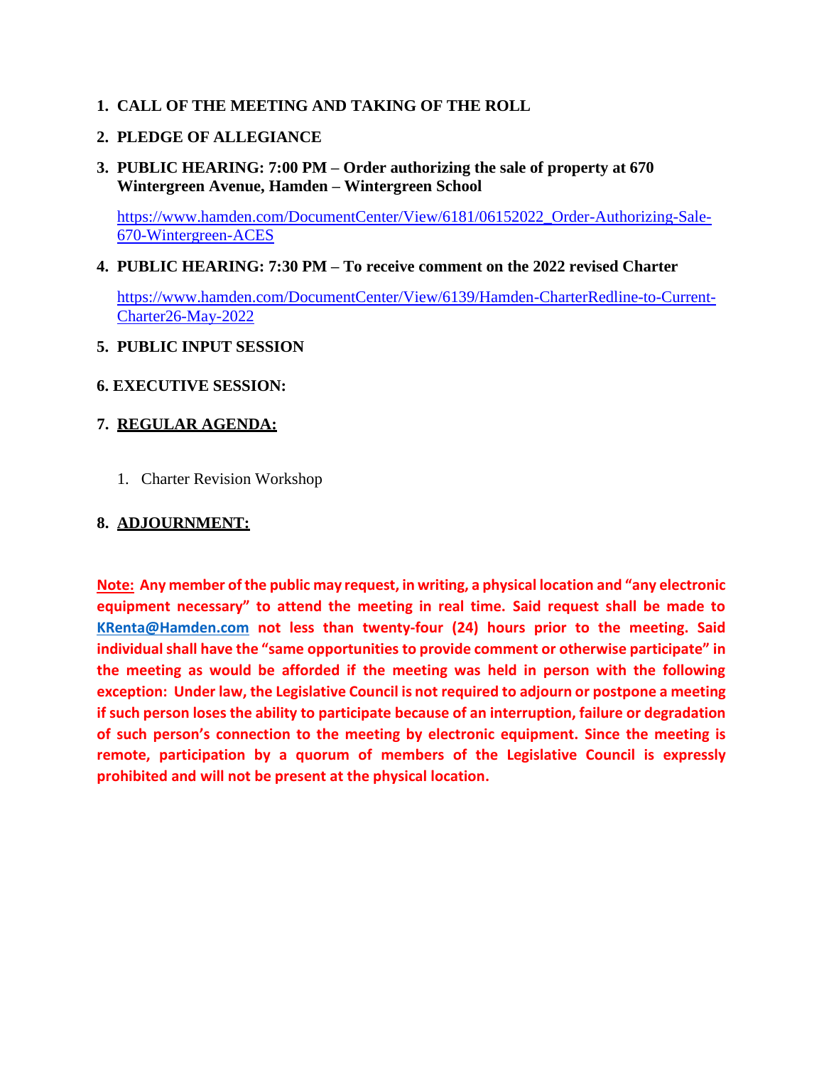1. **CALL OF THE MEETING AND TAKING OF THE ROLL**

2. **PLEDGE OF ALLEGIANCE**

3. **PUBLIC HEARING: 7:00 PM – Order authorizing the sale of property at 670 Wintergreen Avenue, Hamden – Wintergreen School**

   https://www.hamden.com/DocumentCenter/View/6181/06152022_Order-Authorizing-Sale-670-Wintergreen-ACES

4. **PUBLIC HEARING: 7:30 PM – To receive comment on the 2022 revised Charter**

   https://www.hamden.com/DocumentCenter/View/6139/Hamden-CharterRedline-to-Current-Charter26-May-2022

5. **PUBLIC INPUT SESSION**

6. **EXECUTIVE SESSION:**

7. **REGULAR AGENDA:**

   1. Charter Revision Workshop

8. **ADJOURNMENT:**

**Note: Any member of the public may request, in writing, a physical location and "any electronic equipment necessary" to attend the meeting in real time. Said request shall be made to KRenta@Hamden.com not less than twenty-four (24) hours prior to the meeting. Said individual shall have the "same opportunities to provide comment or otherwise participate" in the meeting as would be afforded if the meeting was held in person with the following exception: Under law, the Legislative Council is not required to adjourn or postpone a meeting if such person loses the ability to participate because of an interruption, failure or degradation of such person's connection to the meeting by electronic equipment. Since the meeting is remote, participation by a quorum of members of the Legislative Council is expressly prohibited and will not be present at the physical location.**